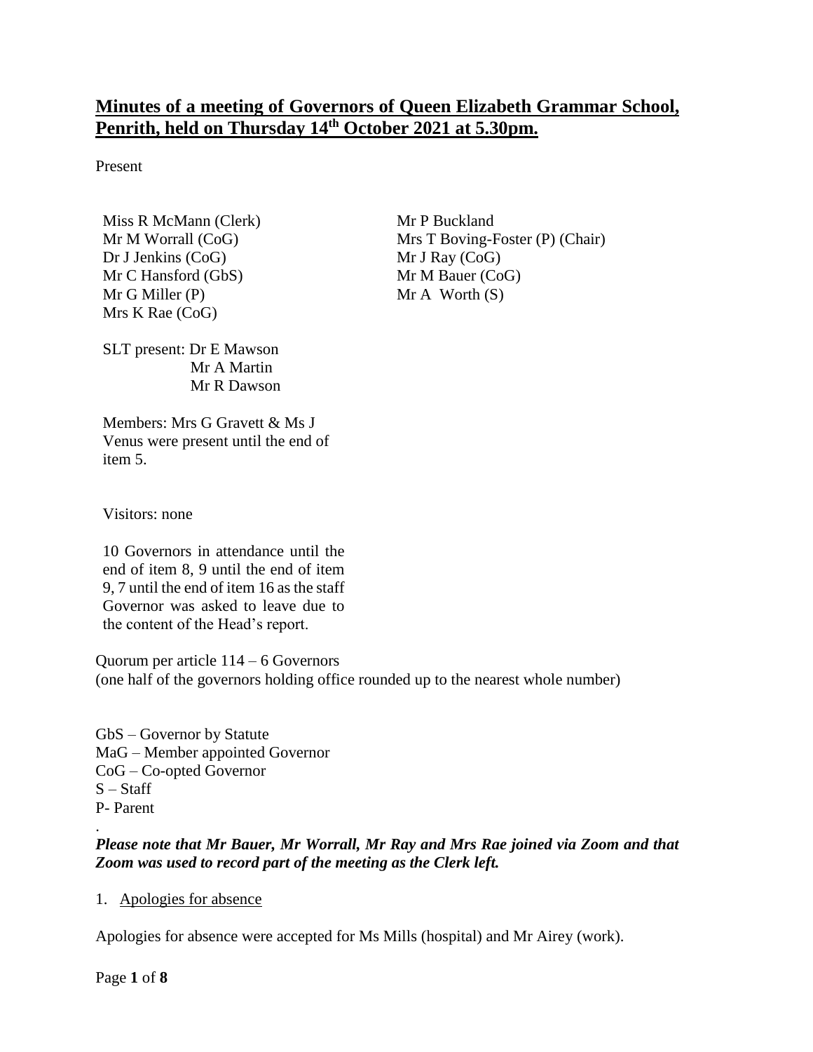# **Minutes of a meeting of Governors of Queen Elizabeth Grammar School, Penrith, held on Thursday 14th October 2021 at 5.30pm.**

Present

Miss R McMann (Clerk)
Mr M Worrall (CoG)
Dr J Jenkins (CoG)
Mr C Hansford (GbS)
Mr G Miller (P)
Mrs K Rae (CoG)
Mr P Buckland
Mrs T Boving-Foster (P) (Chair)
Mr J Ray (CoG)
Mr M Bauer (CoG)
Mr A Worth (S)

SLT present: Dr E Mawson
Mr A Martin
Mr R Dawson

Members: Mrs G Gravett & Ms J Venus were present until the end of item 5.

Visitors: none

10 Governors in attendance until the end of item 8, 9 until the end of item 9, 7 until the end of item 16 as the staff Governor was asked to leave due to the content of the Head's report.

Quorum per article 114 – 6 Governors
(one half of the governors holding office rounded up to the nearest whole number)

GbS – Governor by Statute
MaG – Member appointed Governor
CoG – Co-opted Governor
S – Staff
P- Parent

*Please note that Mr Bauer, Mr Worrall, Mr Ray and Mrs Rae joined via Zoom and that Zoom was used to record part of the meeting as the Clerk left.*

1. Apologies for absence

Apologies for absence were accepted for Ms Mills (hospital) and Mr Airey (work).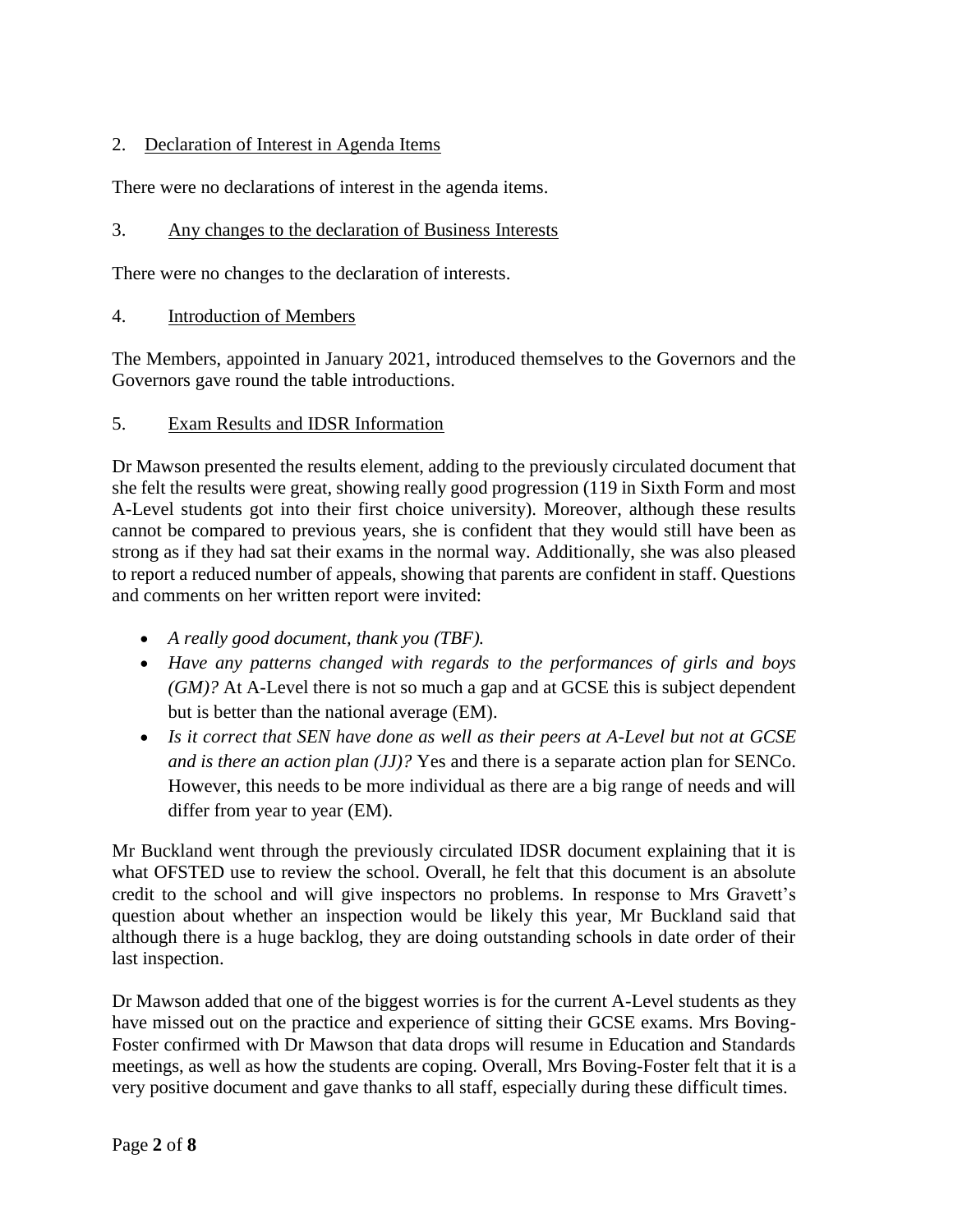2. Declaration of Interest in Agenda Items

There were no declarations of interest in the agenda items.

3. Any changes to the declaration of Business Interests

There were no changes to the declaration of interests.

4. Introduction of Members

The Members, appointed in January 2021, introduced themselves to the Governors and the Governors gave round the table introductions.

5. Exam Results and IDSR Information

Dr Mawson presented the results element, adding to the previously circulated document that she felt the results were great, showing really good progression (119 in Sixth Form and most A-Level students got into their first choice university). Moreover, although these results cannot be compared to previous years, she is confident that they would still have been as strong as if they had sat their exams in the normal way. Additionally, she was also pleased to report a reduced number of appeals, showing that parents are confident in staff. Questions and comments on her written report were invited:

- *A really good document, thank you (TBF).*
- *Have any patterns changed with regards to the performances of girls and boys (GM)?* At A-Level there is not so much a gap and at GCSE this is subject dependent but is better than the national average (EM).
- *Is it correct that SEN have done as well as their peers at A-Level but not at GCSE and is there an action plan (JJ)?* Yes and there is a separate action plan for SENCo. However, this needs to be more individual as there are a big range of needs and will differ from year to year (EM).

Mr Buckland went through the previously circulated IDSR document explaining that it is what OFSTED use to review the school. Overall, he felt that this document is an absolute credit to the school and will give inspectors no problems. In response to Mrs Gravett's question about whether an inspection would be likely this year, Mr Buckland said that although there is a huge backlog, they are doing outstanding schools in date order of their last inspection.

Dr Mawson added that one of the biggest worries is for the current A-Level students as they have missed out on the practice and experience of sitting their GCSE exams. Mrs Boving-Foster confirmed with Dr Mawson that data drops will resume in Education and Standards meetings, as well as how the students are coping. Overall, Mrs Boving-Foster felt that it is a very positive document and gave thanks to all staff, especially during these difficult times.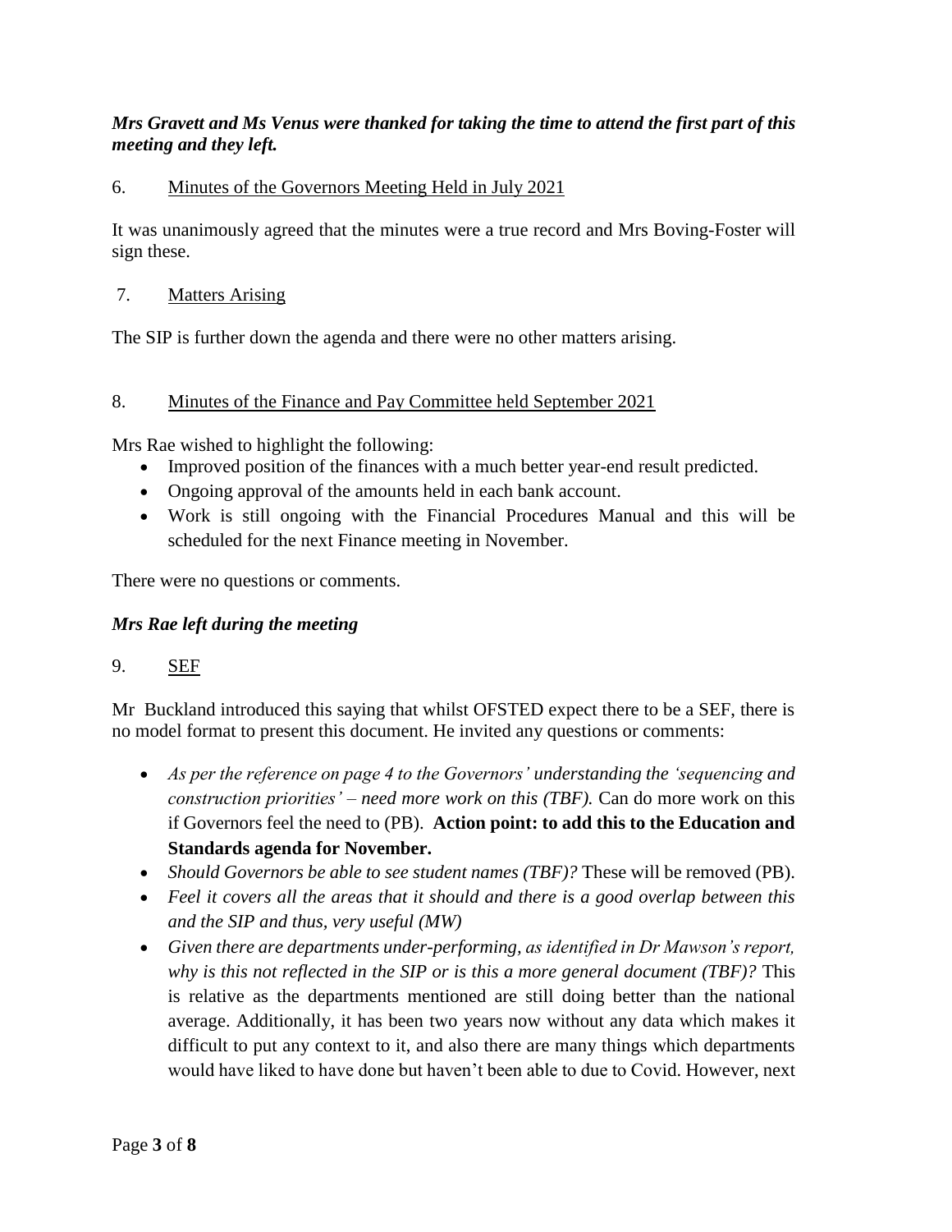***Mrs Gravett and Ms Venus were thanked for taking the time to attend the first part of this meeting and they left.***

6. Minutes of the Governors Meeting Held in July 2021

It was unanimously agreed that the minutes were a true record and Mrs Boving-Foster will sign these.

7. Matters Arising

The SIP is further down the agenda and there were no other matters arising.

8. Minutes of the Finance and Pay Committee held September 2021

Mrs Rae wished to highlight the following:

- Improved position of the finances with a much better year-end result predicted.
- Ongoing approval of the amounts held in each bank account.
- Work is still ongoing with the Financial Procedures Manual and this will be scheduled for the next Finance meeting in November.

There were no questions or comments.

***Mrs Rae left during the meeting***

9. SEF

Mr Buckland introduced this saying that whilst OFSTED expect there to be a SEF, there is no model format to present this document. He invited any questions or comments:

- *As per the reference on page 4 to the Governors' understanding the 'sequencing and construction priorities' – need more work on this (TBF).* Can do more work on this if Governors feel the need to (PB). **Action point: to add this to the Education and Standards agenda for November.**
- *Should Governors be able to see student names (TBF)?* These will be removed (PB).
- *Feel it covers all the areas that it should and there is a good overlap between this and the SIP and thus, very useful (MW)*
- *Given there are departments under-performing, as identified in Dr Mawson's report, why is this not reflected in the SIP or is this a more general document (TBF)?* This is relative as the departments mentioned are still doing better than the national average. Additionally, it has been two years now without any data which makes it difficult to put any context to it, and also there are many things which departments would have liked to have done but haven't been able to due to Covid. However, next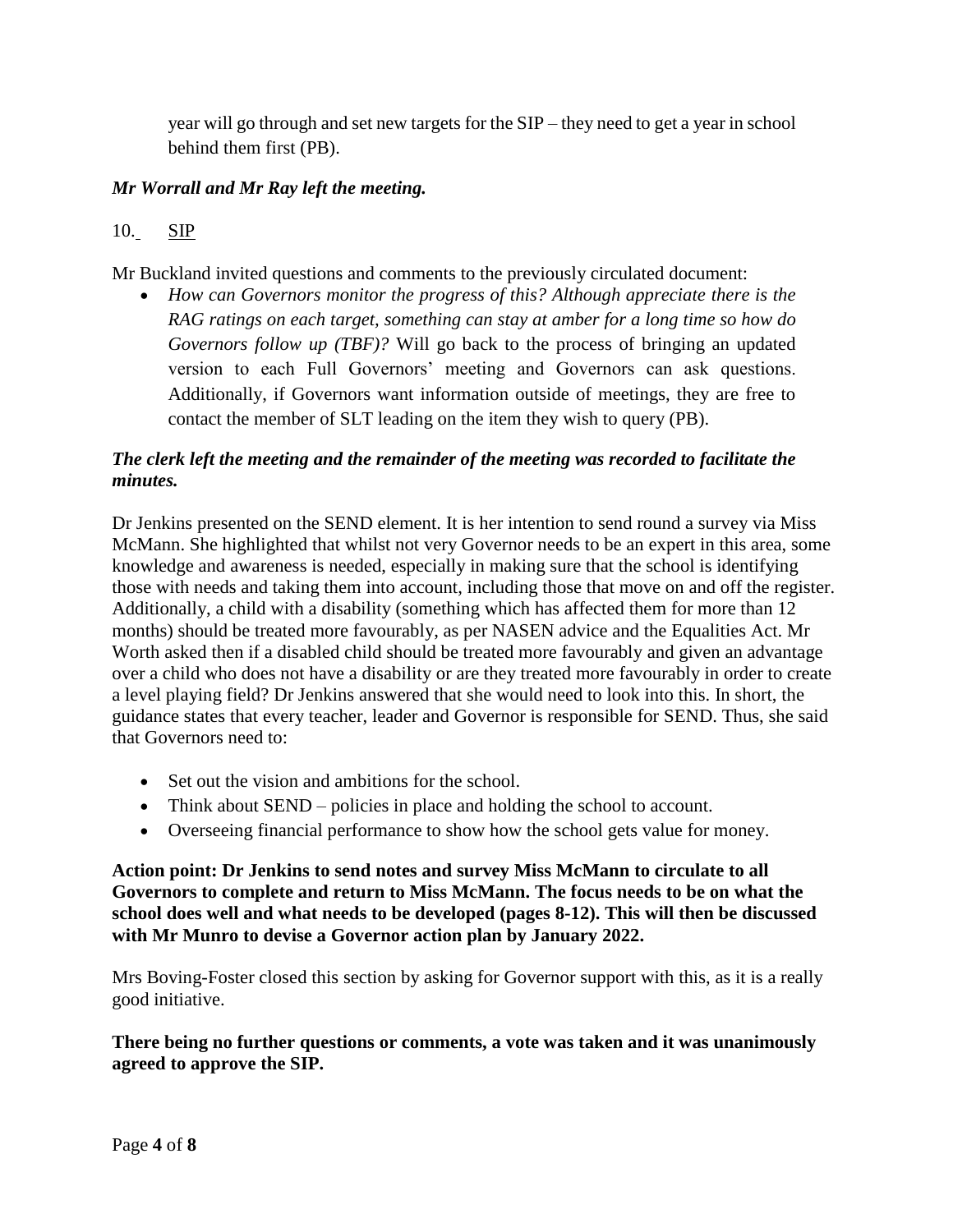year will go through and set new targets for the SIP – they need to get a year in school behind them first (PB).

***Mr Worrall and Mr Ray left the meeting.***

10. SIP

Mr Buckland invited questions and comments to the previously circulated document:

- *How can Governors monitor the progress of this? Although appreciate there is the RAG ratings on each target, something can stay at amber for a long time so how do Governors follow up (TBF)?* Will go back to the process of bringing an updated version to each Full Governors' meeting and Governors can ask questions. Additionally, if Governors want information outside of meetings, they are free to contact the member of SLT leading on the item they wish to query (PB).

***The clerk left the meeting and the remainder of the meeting was recorded to facilitate the minutes.***

Dr Jenkins presented on the SEND element. It is her intention to send round a survey via Miss McMann. She highlighted that whilst not very Governor needs to be an expert in this area, some knowledge and awareness is needed, especially in making sure that the school is identifying those with needs and taking them into account, including those that move on and off the register. Additionally, a child with a disability (something which has affected them for more than 12 months) should be treated more favourably, as per NASEN advice and the Equalities Act. Mr Worth asked then if a disabled child should be treated more favourably and given an advantage over a child who does not have a disability or are they treated more favourably in order to create a level playing field? Dr Jenkins answered that she would need to look into this. In short, the guidance states that every teacher, leader and Governor is responsible for SEND. Thus, she said that Governors need to:

- Set out the vision and ambitions for the school.
- Think about SEND – policies in place and holding the school to account.
- Overseeing financial performance to show how the school gets value for money.

**Action point: Dr Jenkins to send notes and survey Miss McMann to circulate to all Governors to complete and return to Miss McMann. The focus needs to be on what the school does well and what needs to be developed (pages 8-12). This will then be discussed with Mr Munro to devise a Governor action plan by January 2022.**

Mrs Boving-Foster closed this section by asking for Governor support with this, as it is a really good initiative.

**There being no further questions or comments, a vote was taken and it was unanimously agreed to approve the SIP.**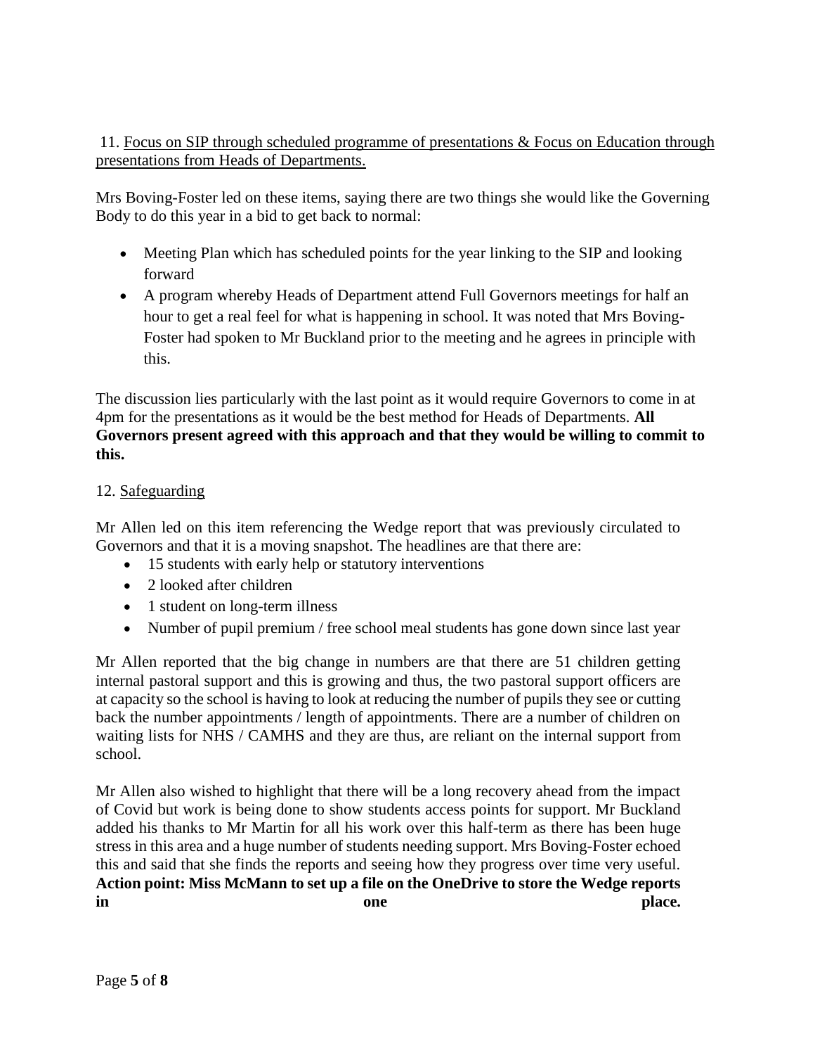11. <u>Focus on SIP through scheduled programme of presentations & Focus on Education through presentations from Heads of Departments.</u>

Mrs Boving-Foster led on these items, saying there are two things she would like the Governing Body to do this year in a bid to get back to normal:

- Meeting Plan which has scheduled points for the year linking to the SIP and looking forward
- A program whereby Heads of Department attend Full Governors meetings for half an hour to get a real feel for what is happening in school. It was noted that Mrs Boving-Foster had spoken to Mr Buckland prior to the meeting and he agrees in principle with this.

The discussion lies particularly with the last point as it would require Governors to come in at 4pm for the presentations as it would be the best method for Heads of Departments. **All Governors present agreed with this approach and that they would be willing to commit to this.**

12. <u>Safeguarding</u>

Mr Allen led on this item referencing the Wedge report that was previously circulated to Governors and that it is a moving snapshot. The headlines are that there are:

- 15 students with early help or statutory interventions
- 2 looked after children
- 1 student on long-term illness
- Number of pupil premium / free school meal students has gone down since last year

Mr Allen reported that the big change in numbers are that there are 51 children getting internal pastoral support and this is growing and thus, the two pastoral support officers are at capacity so the school is having to look at reducing the number of pupils they see or cutting back the number appointments / length of appointments. There are a number of children on waiting lists for NHS / CAMHS and they are thus, are reliant on the internal support from school.

Mr Allen also wished to highlight that there will be a long recovery ahead from the impact of Covid but work is being done to show students access points for support. Mr Buckland added his thanks to Mr Martin for all his work over this half-term as there has been huge stress in this area and a huge number of students needing support. Mrs Boving-Foster echoed this and said that she finds the reports and seeing how they progress over time very useful. **Action point: Miss McMann to set up a file on the OneDrive to store the Wedge reports in one place.**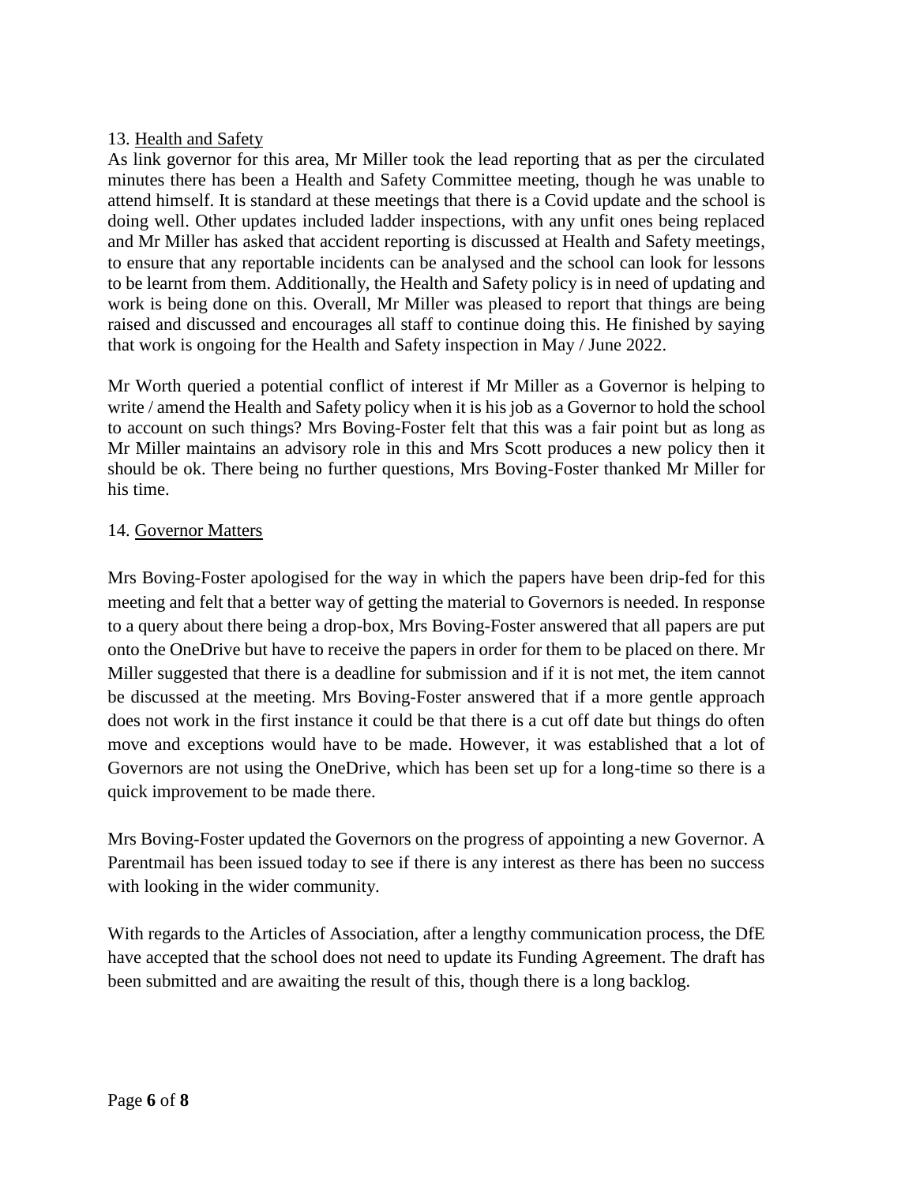13. Health and Safety

As link governor for this area, Mr Miller took the lead reporting that as per the circulated minutes there has been a Health and Safety Committee meeting, though he was unable to attend himself. It is standard at these meetings that there is a Covid update and the school is doing well. Other updates included ladder inspections, with any unfit ones being replaced and Mr Miller has asked that accident reporting is discussed at Health and Safety meetings, to ensure that any reportable incidents can be analysed and the school can look for lessons to be learnt from them. Additionally, the Health and Safety policy is in need of updating and work is being done on this. Overall, Mr Miller was pleased to report that things are being raised and discussed and encourages all staff to continue doing this. He finished by saying that work is ongoing for the Health and Safety inspection in May / June 2022.

Mr Worth queried a potential conflict of interest if Mr Miller as a Governor is helping to write / amend the Health and Safety policy when it is his job as a Governor to hold the school to account on such things? Mrs Boving-Foster felt that this was a fair point but as long as Mr Miller maintains an advisory role in this and Mrs Scott produces a new policy then it should be ok. There being no further questions, Mrs Boving-Foster thanked Mr Miller for his time.

14. Governor Matters

Mrs Boving-Foster apologised for the way in which the papers have been drip-fed for this meeting and felt that a better way of getting the material to Governors is needed. In response to a query about there being a drop-box, Mrs Boving-Foster answered that all papers are put onto the OneDrive but have to receive the papers in order for them to be placed on there. Mr Miller suggested that there is a deadline for submission and if it is not met, the item cannot be discussed at the meeting. Mrs Boving-Foster answered that if a more gentle approach does not work in the first instance it could be that there is a cut off date but things do often move and exceptions would have to be made. However, it was established that a lot of Governors are not using the OneDrive, which has been set up for a long-time so there is a quick improvement to be made there.

Mrs Boving-Foster updated the Governors on the progress of appointing a new Governor. A Parentmail has been issued today to see if there is any interest as there has been no success with looking in the wider community.

With regards to the Articles of Association, after a lengthy communication process, the DfE have accepted that the school does not need to update its Funding Agreement. The draft has been submitted and are awaiting the result of this, though there is a long backlog.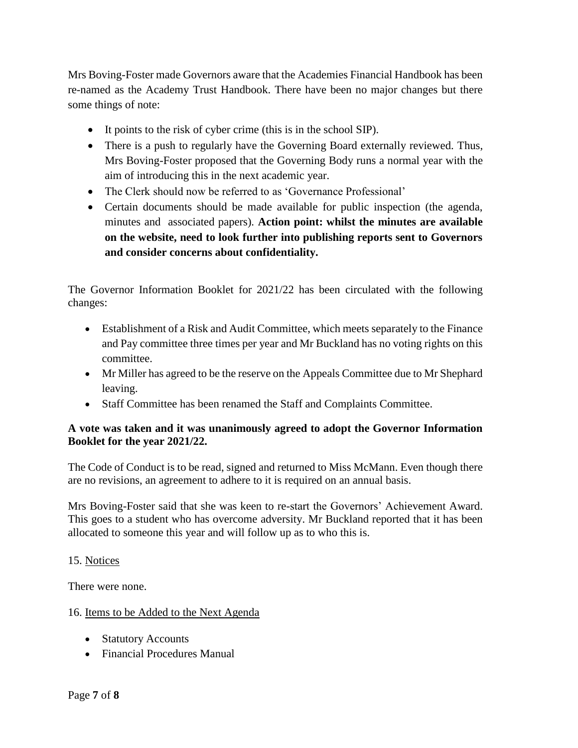Mrs Boving-Foster made Governors aware that the Academies Financial Handbook has been re-named as the Academy Trust Handbook. There have been no major changes but there some things of note:

- It points to the risk of cyber crime (this is in the school SIP).
- There is a push to regularly have the Governing Board externally reviewed. Thus, Mrs Boving-Foster proposed that the Governing Body runs a normal year with the aim of introducing this in the next academic year.
- The Clerk should now be referred to as 'Governance Professional'
- Certain documents should be made available for public inspection (the agenda, minutes and associated papers). **Action point: whilst the minutes are available on the website, need to look further into publishing reports sent to Governors and consider concerns about confidentiality.**

The Governor Information Booklet for 2021/22 has been circulated with the following changes:

- Establishment of a Risk and Audit Committee, which meets separately to the Finance and Pay committee three times per year and Mr Buckland has no voting rights on this committee.
- Mr Miller has agreed to be the reserve on the Appeals Committee due to Mr Shephard leaving.
- Staff Committee has been renamed the Staff and Complaints Committee.

**A vote was taken and it was unanimously agreed to adopt the Governor Information Booklet for the year 2021/22.**

The Code of Conduct is to be read, signed and returned to Miss McMann. Even though there are no revisions, an agreement to adhere to it is required on an annual basis.

Mrs Boving-Foster said that she was keen to re-start the Governors' Achievement Award. This goes to a student who has overcome adversity. Mr Buckland reported that it has been allocated to someone this year and will follow up as to who this is.

15. Notices

There were none.

16. Items to be Added to the Next Agenda

- Statutory Accounts
- Financial Procedures Manual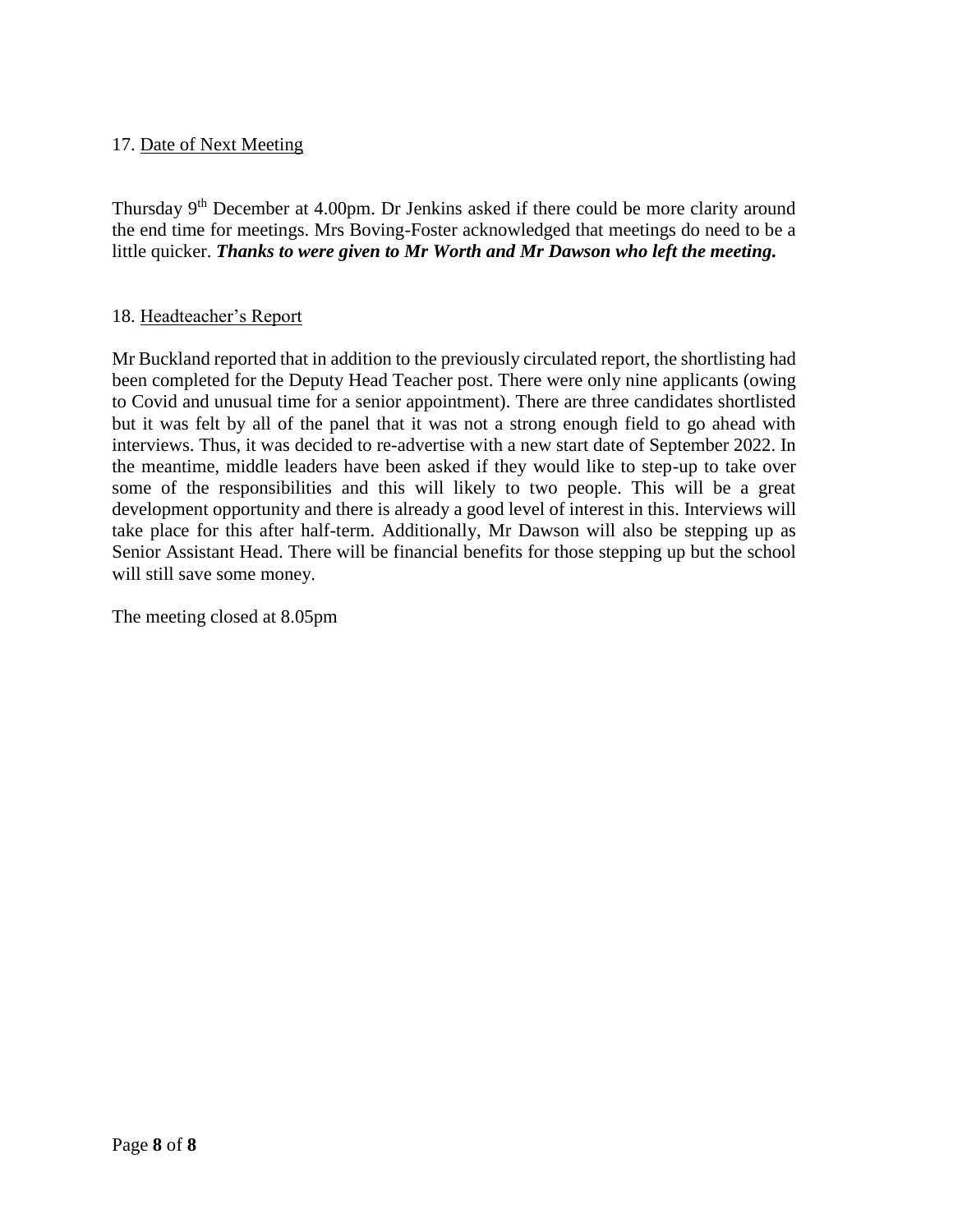17. <u>Date of Next Meeting</u>

Thursday 9th December at 4.00pm. Dr Jenkins asked if there could be more clarity around the end time for meetings. Mrs Boving-Foster acknowledged that meetings do need to be a little quicker. ***Thanks to were given to Mr Worth and Mr Dawson who left the meeting.***

18. <u>Headteacher's Report</u>

Mr Buckland reported that in addition to the previously circulated report, the shortlisting had been completed for the Deputy Head Teacher post. There were only nine applicants (owing to Covid and unusual time for a senior appointment). There are three candidates shortlisted but it was felt by all of the panel that it was not a strong enough field to go ahead with interviews. Thus, it was decided to re-advertise with a new start date of September 2022. In the meantime, middle leaders have been asked if they would like to step-up to take over some of the responsibilities and this will likely to two people. This will be a great development opportunity and there is already a good level of interest in this. Interviews will take place for this after half-term. Additionally, Mr Dawson will also be stepping up as Senior Assistant Head. There will be financial benefits for those stepping up but the school will still save some money.

The meeting closed at 8.05pm